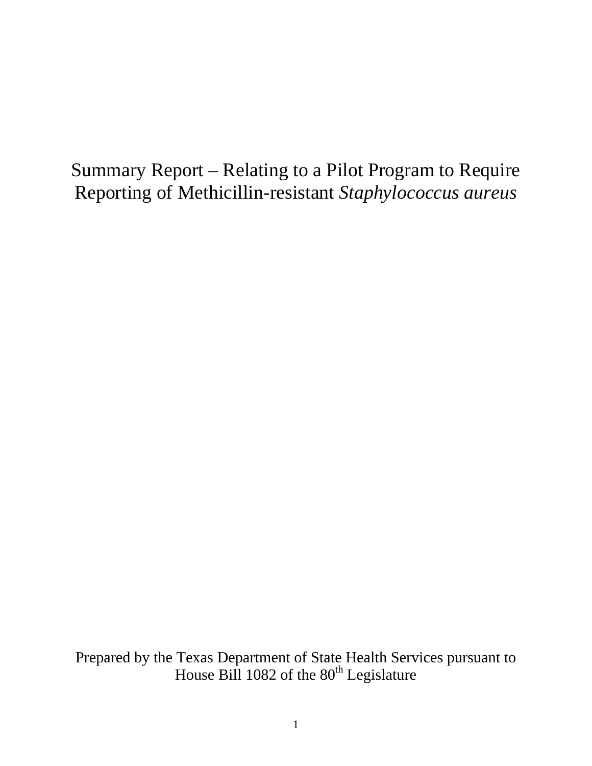# Summary Report – Relating to a Pilot Program to Require Reporting of Methicillin-resistant *Staphylococcus aureus*

Prepared by the Texas Department of State Health Services pursuant to House Bill 1082 of the 80th Legislature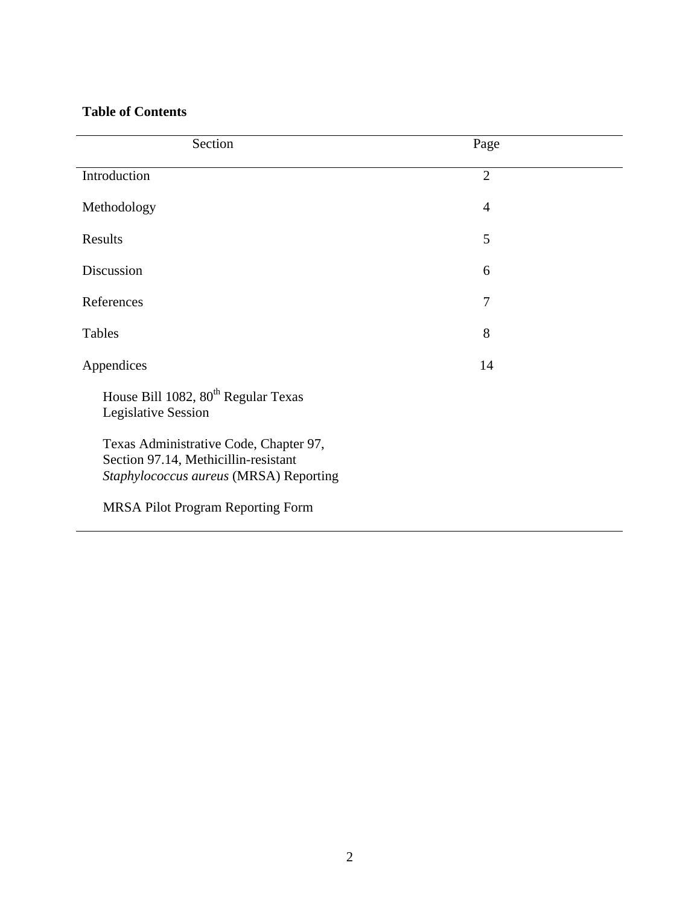**Table of Contents**

| Section | Page |
|---|---|
| Introduction | 2 |
| Methodology | 4 |
| Results | 5 |
| Discussion | 6 |
| References | 7 |
| Tables | 8 |
| Appendices | 14 |
| House Bill 1082, 80th Regular Texas Legislative Session | |
| Texas Administrative Code, Chapter 97, Section 97.14, Methicillin-resistant *Staphylococcus aureus* (MRSA) Reporting | |
| MRSA Pilot Program Reporting Form | |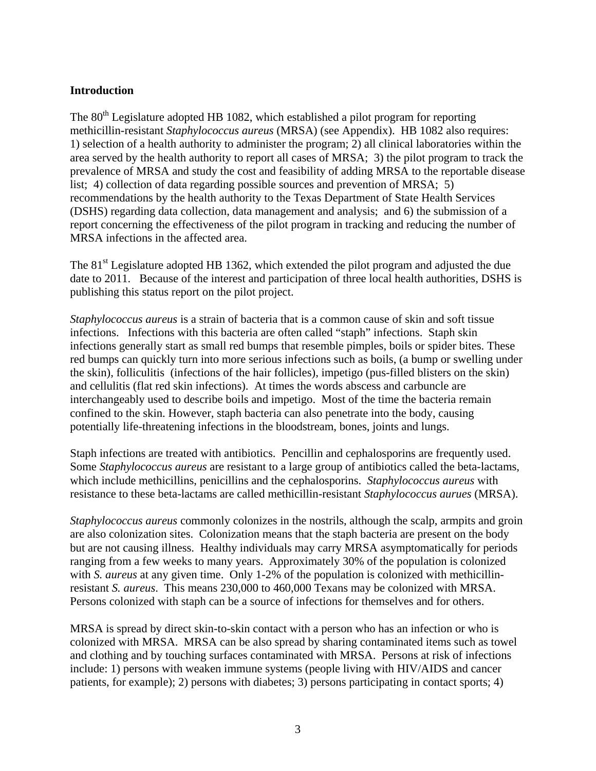## Introduction

The 80th Legislature adopted HB 1082, which established a pilot program for reporting methicillin-resistant *Staphylococcus aureus* (MRSA) (see Appendix). HB 1082 also requires: 1) selection of a health authority to administer the program; 2) all clinical laboratories within the area served by the health authority to report all cases of MRSA; 3) the pilot program to track the prevalence of MRSA and study the cost and feasibility of adding MRSA to the reportable disease list; 4) collection of data regarding possible sources and prevention of MRSA; 5) recommendations by the health authority to the Texas Department of State Health Services (DSHS) regarding data collection, data management and analysis; and 6) the submission of a report concerning the effectiveness of the pilot program in tracking and reducing the number of MRSA infections in the affected area.

The 81st Legislature adopted HB 1362, which extended the pilot program and adjusted the due date to 2011. Because of the interest and participation of three local health authorities, DSHS is publishing this status report on the pilot project.

*Staphylococcus aureus* is a strain of bacteria that is a common cause of skin and soft tissue infections. Infections with this bacteria are often called "staph" infections. Staph skin infections generally start as small red bumps that resemble pimples, boils or spider bites. These red bumps can quickly turn into more serious infections such as boils, (a bump or swelling under the skin), folliculitis (infections of the hair follicles), impetigo (pus-filled blisters on the skin) and cellulitis (flat red skin infections). At times the words abscess and carbuncle are interchangeably used to describe boils and impetigo. Most of the time the bacteria remain confined to the skin. However, staph bacteria can also penetrate into the body, causing potentially life-threatening infections in the bloodstream, bones, joints and lungs.

Staph infections are treated with antibiotics. Pencillin and cephalosporins are frequently used. Some *Staphylococcus aureus* are resistant to a large group of antibiotics called the beta-lactams, which include methicillins, penicillins and the cephalosporins. *Staphylococcus aureus* with resistance to these beta-lactams are called methicillin-resistant *Staphylococcus aurues* (MRSA).

*Staphylococcus aureus* commonly colonizes in the nostrils, although the scalp, armpits and groin are also colonization sites. Colonization means that the staph bacteria are present on the body but are not causing illness. Healthy individuals may carry MRSA asymptomatically for periods ranging from a few weeks to many years. Approximately 30% of the population is colonized with *S. aureus* at any given time. Only 1-2% of the population is colonized with methicillin-resistant *S. aureus*. This means 230,000 to 460,000 Texans may be colonized with MRSA. Persons colonized with staph can be a source of infections for themselves and for others.

MRSA is spread by direct skin-to-skin contact with a person who has an infection or who is colonized with MRSA. MRSA can be also spread by sharing contaminated items such as towel and clothing and by touching surfaces contaminated with MRSA. Persons at risk of infections include: 1) persons with weaken immune systems (people living with HIV/AIDS and cancer patients, for example); 2) persons with diabetes; 3) persons participating in contact sports; 4)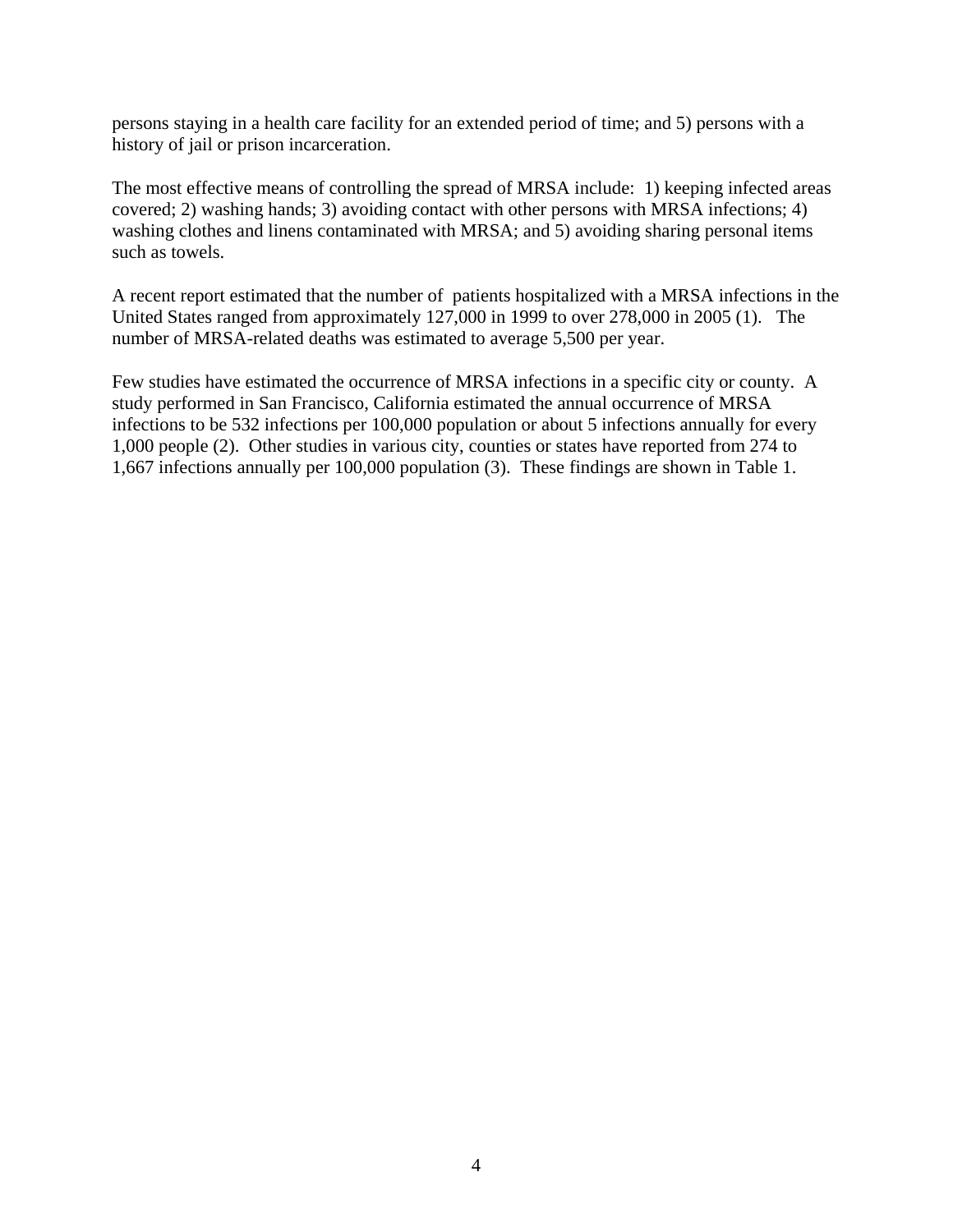persons staying in a health care facility for an extended period of time; and 5) persons with a history of jail or prison incarceration.

The most effective means of controlling the spread of MRSA include: 1) keeping infected areas covered; 2) washing hands; 3) avoiding contact with other persons with MRSA infections; 4) washing clothes and linens contaminated with MRSA; and 5) avoiding sharing personal items such as towels.

A recent report estimated that the number of patients hospitalized with a MRSA infections in the United States ranged from approximately 127,000 in 1999 to over 278,000 in 2005 (1). The number of MRSA-related deaths was estimated to average 5,500 per year.

Few studies have estimated the occurrence of MRSA infections in a specific city or county. A study performed in San Francisco, California estimated the annual occurrence of MRSA infections to be 532 infections per 100,000 population or about 5 infections annually for every 1,000 people (2). Other studies in various city, counties or states have reported from 274 to 1,667 infections annually per 100,000 population (3). These findings are shown in Table 1.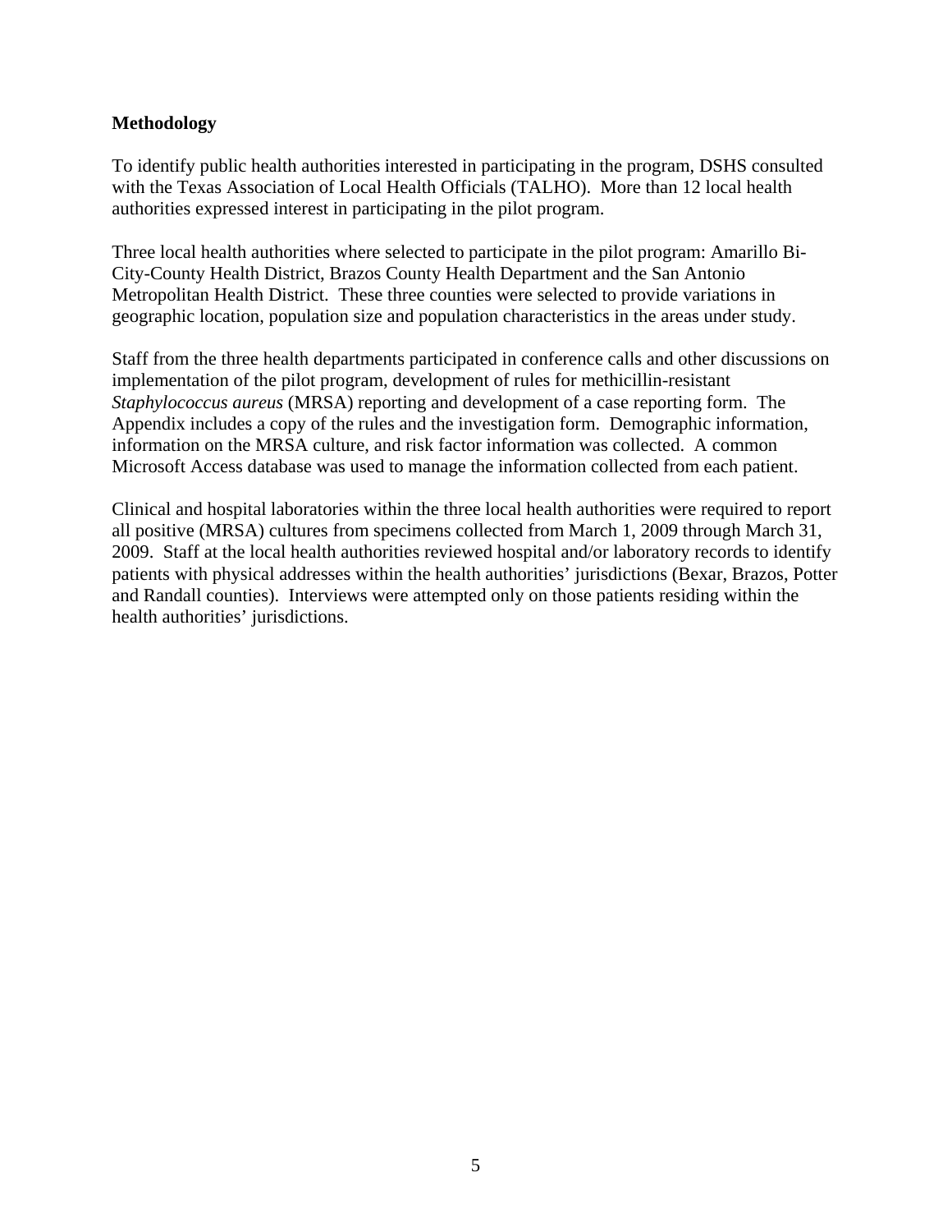**Methodology**

To identify public health authorities interested in participating in the program, DSHS consulted with the Texas Association of Local Health Officials (TALHO). More than 12 local health authorities expressed interest in participating in the pilot program.

Three local health authorities where selected to participate in the pilot program: Amarillo Bi-City-County Health District, Brazos County Health Department and the San Antonio Metropolitan Health District. These three counties were selected to provide variations in geographic location, population size and population characteristics in the areas under study.

Staff from the three health departments participated in conference calls and other discussions on implementation of the pilot program, development of rules for methicillin-resistant *Staphylococcus aureus* (MRSA) reporting and development of a case reporting form. The Appendix includes a copy of the rules and the investigation form. Demographic information, information on the MRSA culture, and risk factor information was collected. A common Microsoft Access database was used to manage the information collected from each patient.

Clinical and hospital laboratories within the three local health authorities were required to report all positive (MRSA) cultures from specimens collected from March 1, 2009 through March 31, 2009. Staff at the local health authorities reviewed hospital and/or laboratory records to identify patients with physical addresses within the health authorities' jurisdictions (Bexar, Brazos, Potter and Randall counties). Interviews were attempted only on those patients residing within the health authorities' jurisdictions.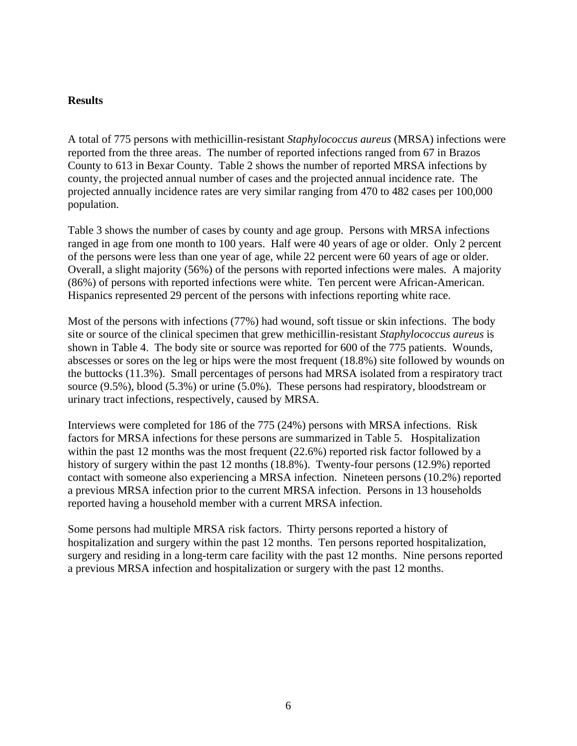**Results**

A total of 775 persons with methicillin-resistant *Staphylococcus aureus* (MRSA) infections were reported from the three areas. The number of reported infections ranged from 67 in Brazos County to 613 in Bexar County. Table 2 shows the number of reported MRSA infections by county, the projected annual number of cases and the projected annual incidence rate. The projected annually incidence rates are very similar ranging from 470 to 482 cases per 100,000 population.

Table 3 shows the number of cases by county and age group. Persons with MRSA infections ranged in age from one month to 100 years. Half were 40 years of age or older. Only 2 percent of the persons were less than one year of age, while 22 percent were 60 years of age or older. Overall, a slight majority (56%) of the persons with reported infections were males. A majority (86%) of persons with reported infections were white. Ten percent were African-American. Hispanics represented 29 percent of the persons with infections reporting white race.

Most of the persons with infections (77%) had wound, soft tissue or skin infections. The body site or source of the clinical specimen that grew methicillin-resistant *Staphylococcus aureus* is shown in Table 4. The body site or source was reported for 600 of the 775 patients. Wounds, abscesses or sores on the leg or hips were the most frequent (18.8%) site followed by wounds on the buttocks (11.3%). Small percentages of persons had MRSA isolated from a respiratory tract source (9.5%), blood (5.3%) or urine (5.0%). These persons had respiratory, bloodstream or urinary tract infections, respectively, caused by MRSA.

Interviews were completed for 186 of the 775 (24%) persons with MRSA infections. Risk factors for MRSA infections for these persons are summarized in Table 5. Hospitalization within the past 12 months was the most frequent (22.6%) reported risk factor followed by a history of surgery within the past 12 months (18.8%). Twenty-four persons (12.9%) reported contact with someone also experiencing a MRSA infection. Nineteen persons (10.2%) reported a previous MRSA infection prior to the current MRSA infection. Persons in 13 households reported having a household member with a current MRSA infection.

Some persons had multiple MRSA risk factors. Thirty persons reported a history of hospitalization and surgery within the past 12 months. Ten persons reported hospitalization, surgery and residing in a long-term care facility with the past 12 months. Nine persons reported a previous MRSA infection and hospitalization or surgery with the past 12 months.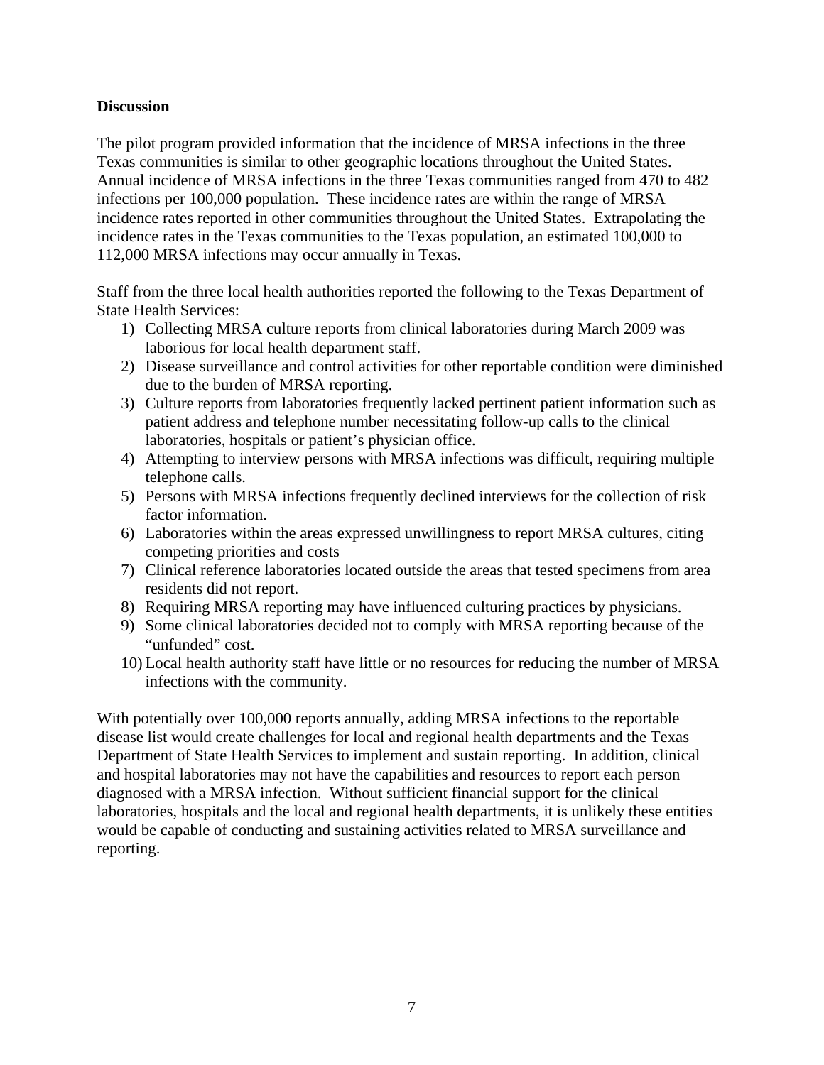**Discussion**

The pilot program provided information that the incidence of MRSA infections in the three Texas communities is similar to other geographic locations throughout the United States. Annual incidence of MRSA infections in the three Texas communities ranged from 470 to 482 infections per 100,000 population. These incidence rates are within the range of MRSA incidence rates reported in other communities throughout the United States. Extrapolating the incidence rates in the Texas communities to the Texas population, an estimated 100,000 to 112,000 MRSA infections may occur annually in Texas.

Staff from the three local health authorities reported the following to the Texas Department of State Health Services:

1) Collecting MRSA culture reports from clinical laboratories during March 2009 was laborious for local health department staff.
2) Disease surveillance and control activities for other reportable condition were diminished due to the burden of MRSA reporting.
3) Culture reports from laboratories frequently lacked pertinent patient information such as patient address and telephone number necessitating follow-up calls to the clinical laboratories, hospitals or patient's physician office.
4) Attempting to interview persons with MRSA infections was difficult, requiring multiple telephone calls.
5) Persons with MRSA infections frequently declined interviews for the collection of risk factor information.
6) Laboratories within the areas expressed unwillingness to report MRSA cultures, citing competing priorities and costs
7) Clinical reference laboratories located outside the areas that tested specimens from area residents did not report.
8) Requiring MRSA reporting may have influenced culturing practices by physicians.
9) Some clinical laboratories decided not to comply with MRSA reporting because of the "unfunded" cost.
10) Local health authority staff have little or no resources for reducing the number of MRSA infections with the community.

With potentially over 100,000 reports annually, adding MRSA infections to the reportable disease list would create challenges for local and regional health departments and the Texas Department of State Health Services to implement and sustain reporting. In addition, clinical and hospital laboratories may not have the capabilities and resources to report each person diagnosed with a MRSA infection. Without sufficient financial support for the clinical laboratories, hospitals and the local and regional health departments, it is unlikely these entities would be capable of conducting and sustaining activities related to MRSA surveillance and reporting.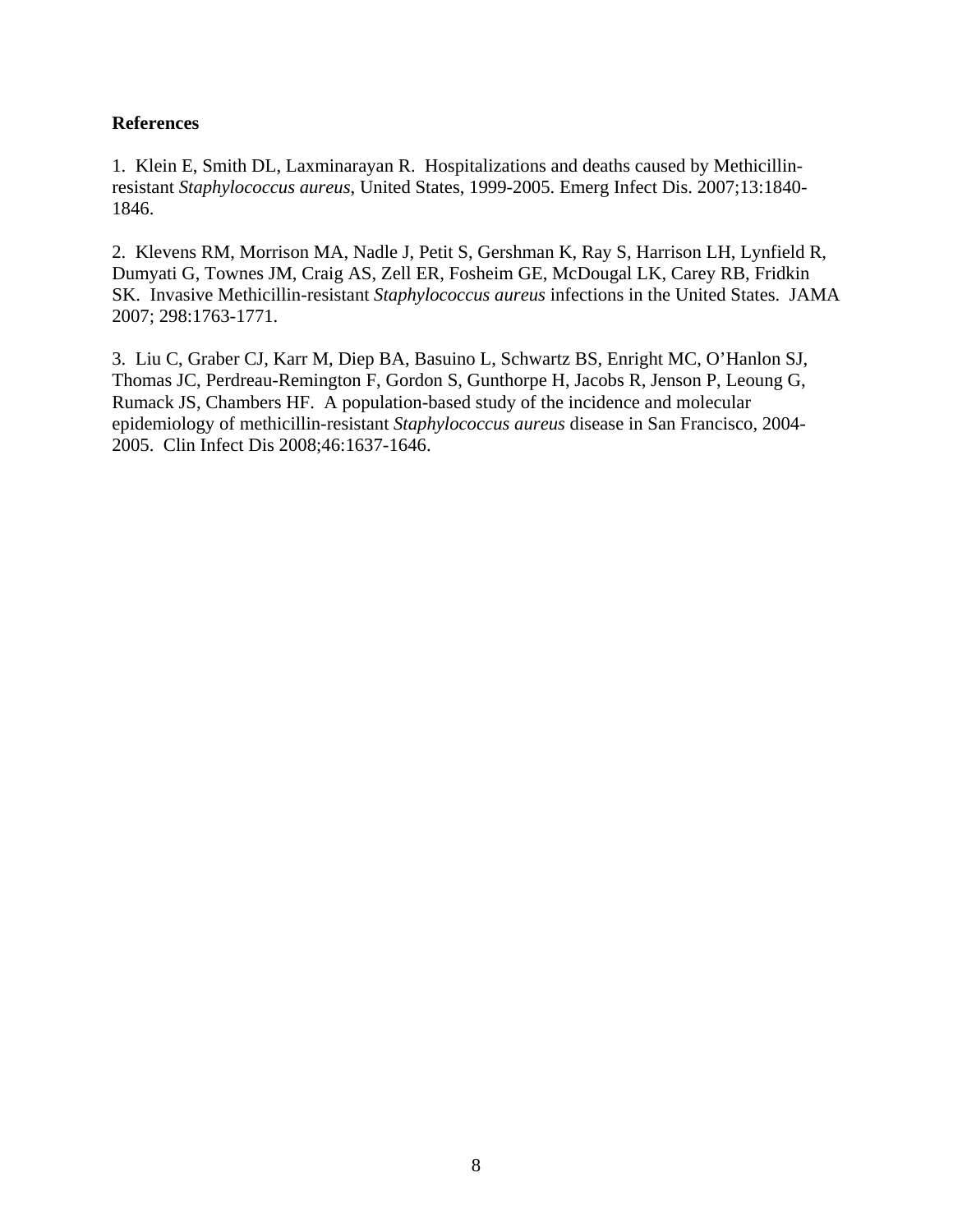**References**

1. Klein E, Smith DL, Laxminarayan R. Hospitalizations and deaths caused by Methicillin-resistant *Staphylococcus aureus*, United States, 1999-2005. Emerg Infect Dis. 2007;13:1840-1846.

2. Klevens RM, Morrison MA, Nadle J, Petit S, Gershman K, Ray S, Harrison LH, Lynfield R, Dumyati G, Townes JM, Craig AS, Zell ER, Fosheim GE, McDougal LK, Carey RB, Fridkin SK. Invasive Methicillin-resistant *Staphylococcus aureus* infections in the United States. JAMA 2007; 298:1763-1771.

3. Liu C, Graber CJ, Karr M, Diep BA, Basuino L, Schwartz BS, Enright MC, O'Hanlon SJ, Thomas JC, Perdreau-Remington F, Gordon S, Gunthorpe H, Jacobs R, Jenson P, Leoung G, Rumack JS, Chambers HF. A population-based study of the incidence and molecular epidemiology of methicillin-resistant *Staphylococcus aureus* disease in San Francisco, 2004-2005. Clin Infect Dis 2008;46:1637-1646.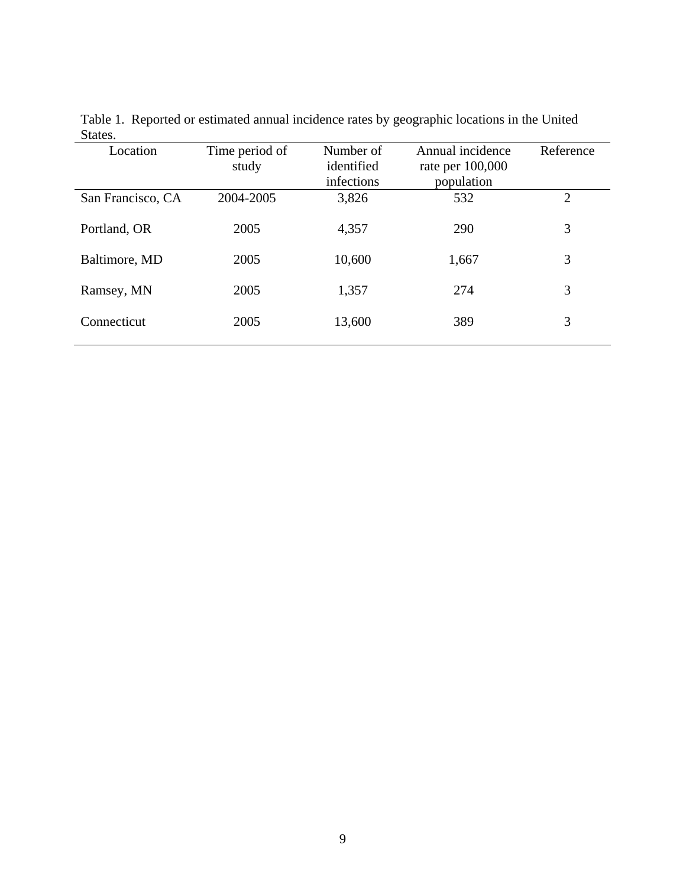Table 1. Reported or estimated annual incidence rates by geographic locations in the United States.

| Location | Time period of study | Number of identified infections | Annual incidence rate per 100,000 population | Reference |
|---|---|---|---|---|
| San Francisco, CA | 2004-2005 | 3,826 | 532 | 2 |
| Portland, OR | 2005 | 4,357 | 290 | 3 |
| Baltimore, MD | 2005 | 10,600 | 1,667 | 3 |
| Ramsey, MN | 2005 | 1,357 | 274 | 3 |
| Connecticut | 2005 | 13,600 | 389 | 3 |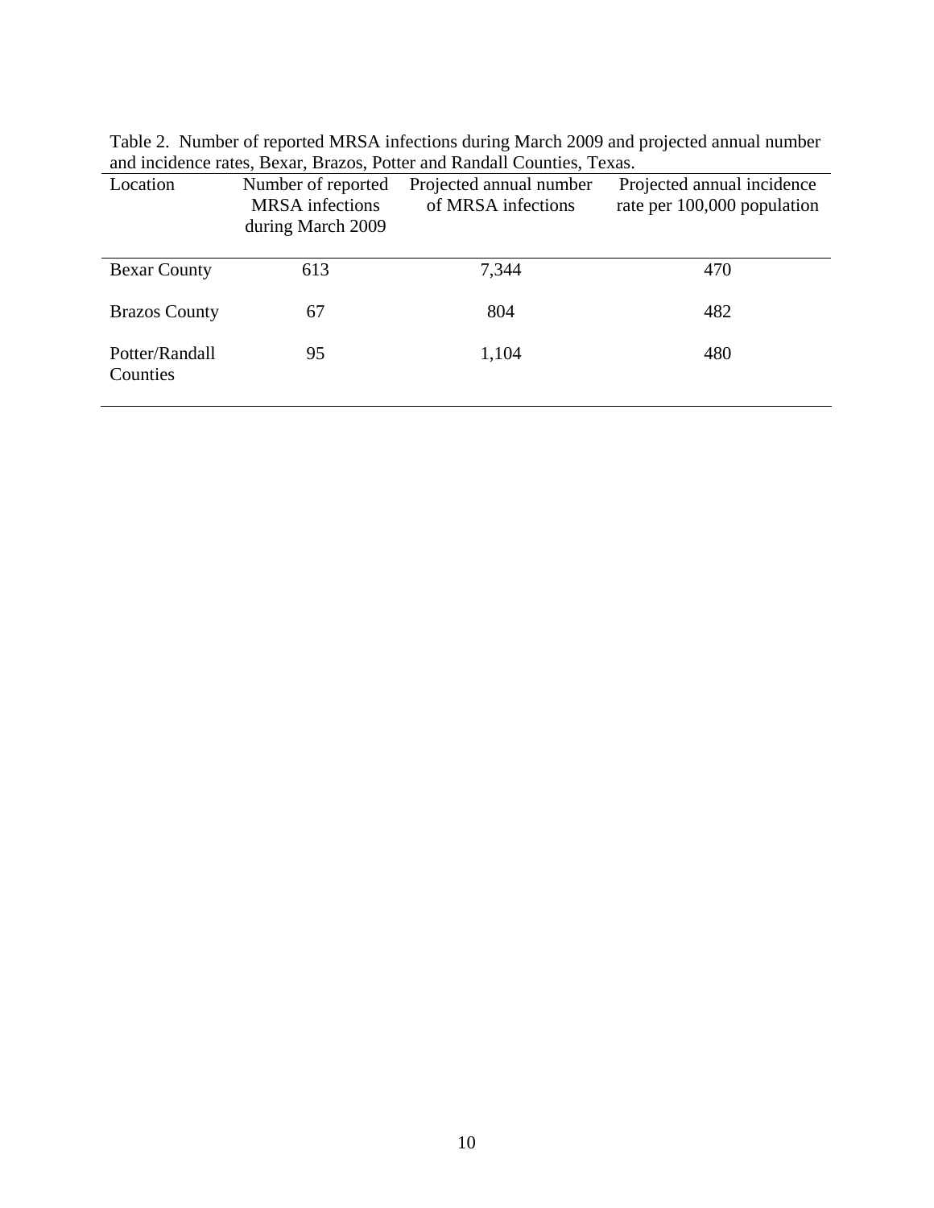Table 2. Number of reported MRSA infections during March 2009 and projected annual number and incidence rates, Bexar, Brazos, Potter and Randall Counties, Texas.

| Location | Number of reported MRSA infections during March 2009 | Projected annual number of MRSA infections | Projected annual incidence rate per 100,000 population |
|---|---|---|---|
| Bexar County | 613 | 7,344 | 470 |
| Brazos County | 67 | 804 | 482 |
| Potter/Randall Counties | 95 | 1,104 | 480 |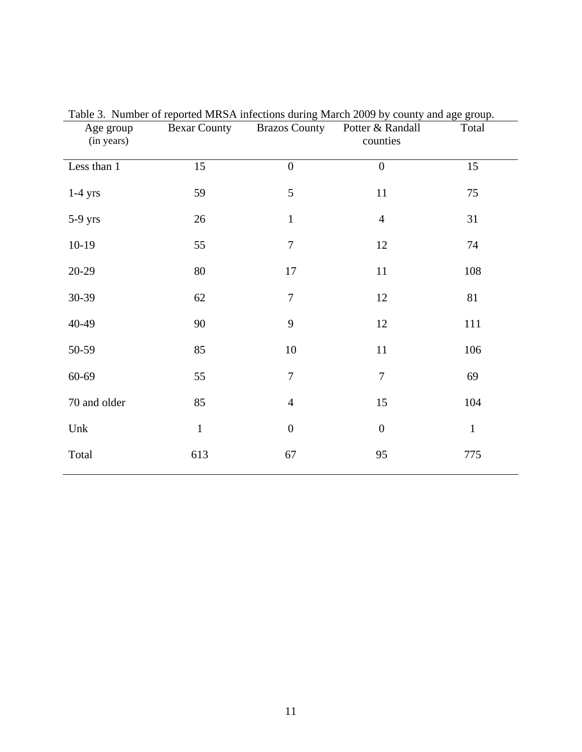Table 3. Number of reported MRSA infections during March 2009 by county and age group.

| Age group (in years) | Bexar County | Brazos County | Potter & Randall counties | Total |
| --- | --- | --- | --- | --- |
| Less than 1 | 15 | 0 | 0 | 15 |
| 1-4 yrs | 59 | 5 | 11 | 75 |
| 5-9 yrs | 26 | 1 | 4 | 31 |
| 10-19 | 55 | 7 | 12 | 74 |
| 20-29 | 80 | 17 | 11 | 108 |
| 30-39 | 62 | 7 | 12 | 81 |
| 40-49 | 90 | 9 | 12 | 111 |
| 50-59 | 85 | 10 | 11 | 106 |
| 60-69 | 55 | 7 | 7 | 69 |
| 70 and older | 85 | 4 | 15 | 104 |
| Unk | 1 | 0 | 0 | 1 |
| Total | 613 | 67 | 95 | 775 |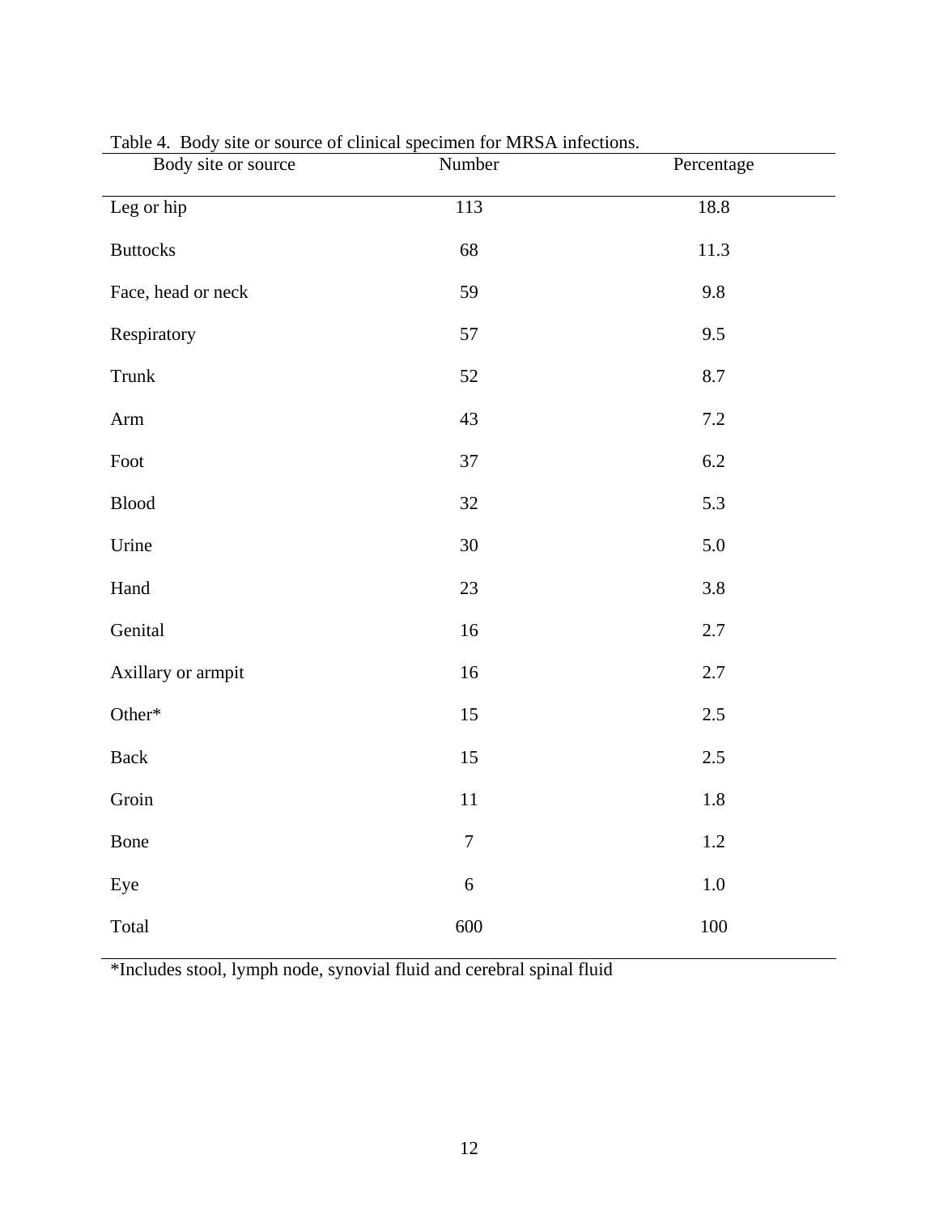Table 4. Body site or source of clinical specimen for MRSA infections.

| Body site or source | Number | Percentage |
|---|---|---|
| Leg or hip | 113 | 18.8 |
| Buttocks | 68 | 11.3 |
| Face, head or neck | 59 | 9.8 |
| Respiratory | 57 | 9.5 |
| Trunk | 52 | 8.7 |
| Arm | 43 | 7.2 |
| Foot | 37 | 6.2 |
| Blood | 32 | 5.3 |
| Urine | 30 | 5.0 |
| Hand | 23 | 3.8 |
| Genital | 16 | 2.7 |
| Axillary or armpit | 16 | 2.7 |
| Other* | 15 | 2.5 |
| Back | 15 | 2.5 |
| Groin | 11 | 1.8 |
| Bone | 7 | 1.2 |
| Eye | 6 | 1.0 |
| Total | 600 | 100 |

*Includes stool, lymph node, synovial fluid and cerebral spinal fluid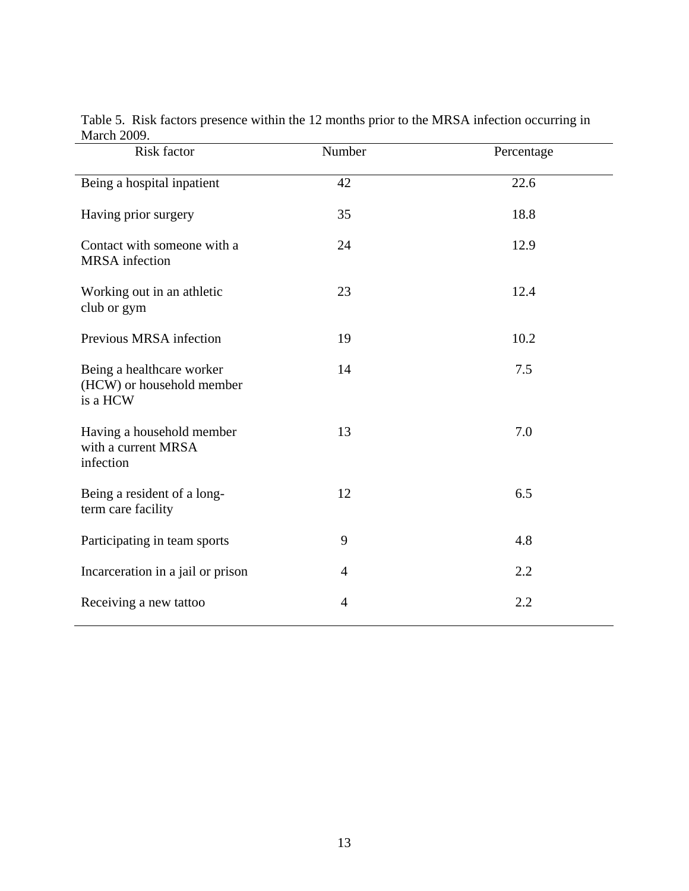Table 5. Risk factors presence within the 12 months prior to the MRSA infection occurring in March 2009.

| Risk factor | Number | Percentage |
| --- | --- | --- |
| Being a hospital inpatient | 42 | 22.6 |
| Having prior surgery | 35 | 18.8 |
| Contact with someone with a MRSA infection | 24 | 12.9 |
| Working out in an athletic club or gym | 23 | 12.4 |
| Previous MRSA infection | 19 | 10.2 |
| Being a healthcare worker (HCW) or household member is a HCW | 14 | 7.5 |
| Having a household member with a current MRSA infection | 13 | 7.0 |
| Being a resident of a long-term care facility | 12 | 6.5 |
| Participating in team sports | 9 | 4.8 |
| Incarceration in a jail or prison | 4 | 2.2 |
| Receiving a new tattoo | 4 | 2.2 |